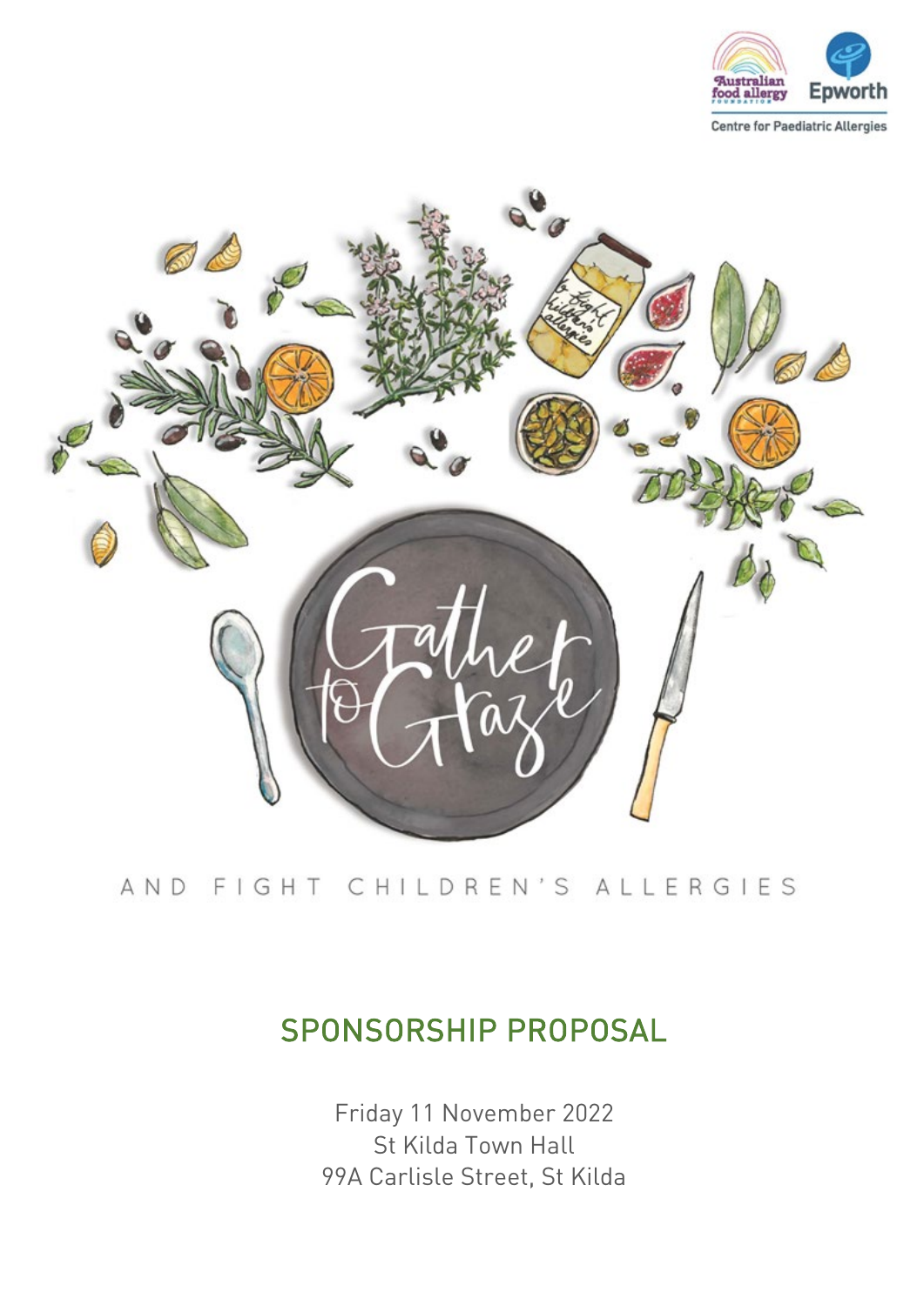Australian food allergy foundation | Epworth

Centre for Paediatric Allergies

# Gather to Graze

AND FIGHT CHILDREN'S ALLERGIES

## SPONSORSHIP PROPOSAL

Friday 11 November 2022
St Kilda Town Hall
99A Carlisle Street, St Kilda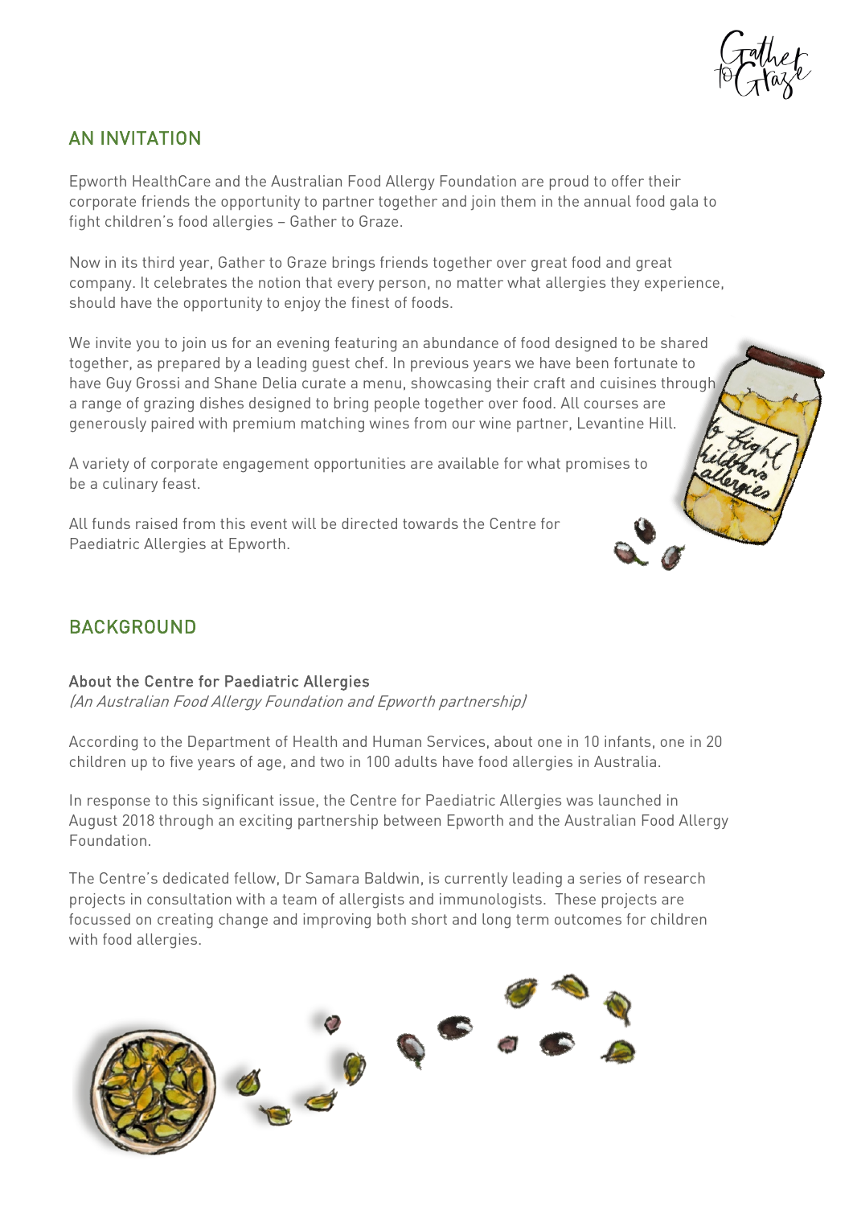## AN INVITATION

Epworth HealthCare and the Australian Food Allergy Foundation are proud to offer their corporate friends the opportunity to partner together and join them in the annual food gala to fight children's food allergies – Gather to Graze.

Now in its third year, Gather to Graze brings friends together over great food and great company. It celebrates the notion that every person, no matter what allergies they experience, should have the opportunity to enjoy the finest of foods.

We invite you to join us for an evening featuring an abundance of food designed to be shared together, as prepared by a leading guest chef. In previous years we have been fortunate to have Guy Grossi and Shane Delia curate a menu, showcasing their craft and cuisines through a range of grazing dishes designed to bring people together over food. All courses are generously paired with premium matching wines from our wine partner, Levantine Hill.

A variety of corporate engagement opportunities are available for what promises to be a culinary feast.

All funds raised from this event will be directed towards the Centre for Paediatric Allergies at Epworth.

## BACKGROUND

### About the Centre for Paediatric Allergies

*(An Australian Food Allergy Foundation and Epworth partnership)*

According to the Department of Health and Human Services, about one in 10 infants, one in 20 children up to five years of age, and two in 100 adults have food allergies in Australia.

In response to this significant issue, the Centre for Paediatric Allergies was launched in August 2018 through an exciting partnership between Epworth and the Australian Food Allergy Foundation.

The Centre's dedicated fellow, Dr Samara Baldwin, is currently leading a series of research projects in consultation with a team of allergists and immunologists. These projects are focussed on creating change and improving both short and long term outcomes for children with food allergies.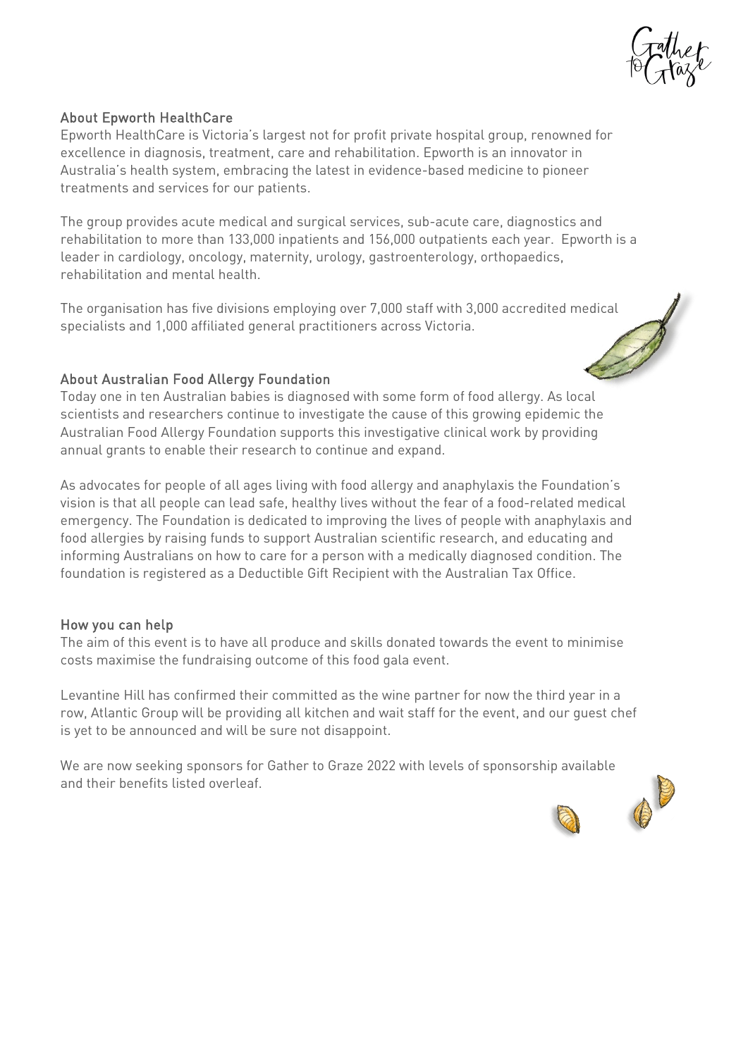## About Epworth HealthCare

Epworth HealthCare is Victoria's largest not for profit private hospital group, renowned for excellence in diagnosis, treatment, care and rehabilitation. Epworth is an innovator in Australia's health system, embracing the latest in evidence-based medicine to pioneer treatments and services for our patients.

The group provides acute medical and surgical services, sub-acute care, diagnostics and rehabilitation to more than 133,000 inpatients and 156,000 outpatients each year. Epworth is a leader in cardiology, oncology, maternity, urology, gastroenterology, orthopaedics, rehabilitation and mental health.

The organisation has five divisions employing over 7,000 staff with 3,000 accredited medical specialists and 1,000 affiliated general practitioners across Victoria.

## About Australian Food Allergy Foundation

Today one in ten Australian babies is diagnosed with some form of food allergy. As local scientists and researchers continue to investigate the cause of this growing epidemic the Australian Food Allergy Foundation supports this investigative clinical work by providing annual grants to enable their research to continue and expand.

As advocates for people of all ages living with food allergy and anaphylaxis the Foundation's vision is that all people can lead safe, healthy lives without the fear of a food-related medical emergency. The Foundation is dedicated to improving the lives of people with anaphylaxis and food allergies by raising funds to support Australian scientific research, and educating and informing Australians on how to care for a person with a medically diagnosed condition. The foundation is registered as a Deductible Gift Recipient with the Australian Tax Office.

## How you can help

The aim of this event is to have all produce and skills donated towards the event to minimise costs maximise the fundraising outcome of this food gala event.

Levantine Hill has confirmed their committed as the wine partner for now the third year in a row, Atlantic Group will be providing all kitchen and wait staff for the event, and our guest chef is yet to be announced and will be sure not disappoint.

We are now seeking sponsors for Gather to Graze 2022 with levels of sponsorship available and their benefits listed overleaf.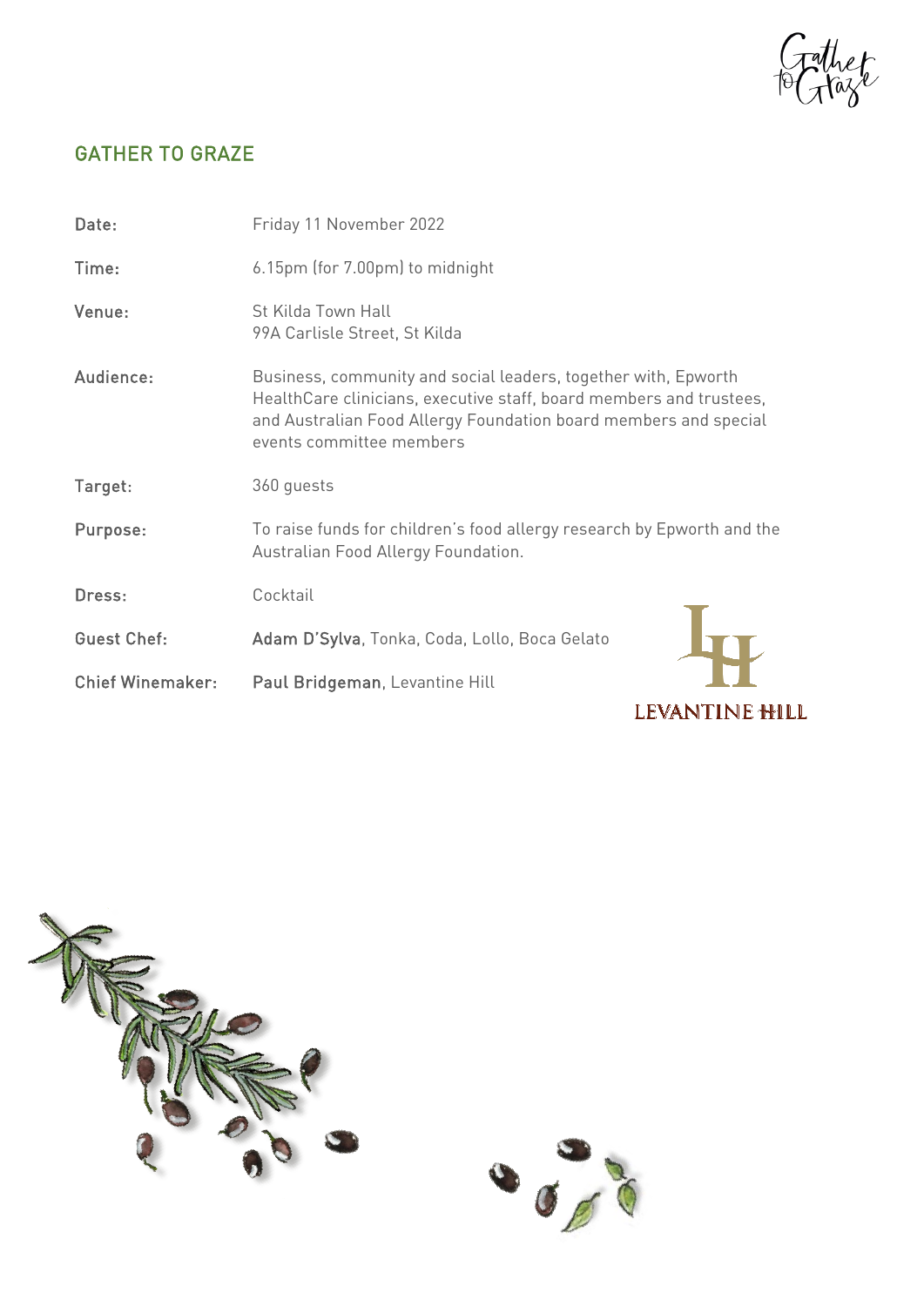## GATHER TO GRAZE

| | |
|---|---|
| **Date:** | Friday 11 November 2022 |
| **Time:** | 6.15pm (for 7.00pm) to midnight |
| **Venue:** | St Kilda Town Hall<br>99A Carlisle Street, St Kilda |
| **Audience:** | Business, community and social leaders, together with, Epworth HealthCare clinicians, executive staff, board members and trustees, and Australian Food Allergy Foundation board members and special events committee members |
| **Target:** | 360 guests |
| **Purpose:** | To raise funds for children's food allergy research by Epworth and the Australian Food Allergy Foundation. |
| **Dress:** | Cocktail |
| **Guest Chef:** | **Adam D'Sylva**, Tonka, Coda, Lollo, Boca Gelato |
| **Chief Winemaker:** | **Paul Bridgeman**, Levantine Hill |

LEVANTINE HILL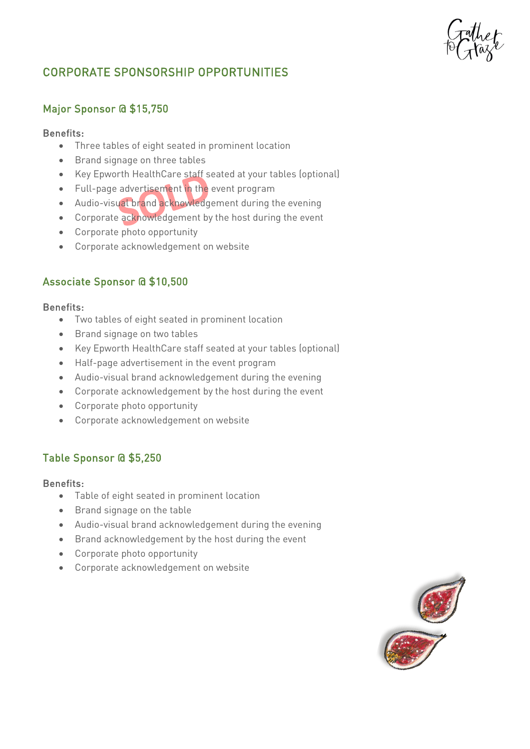## CORPORATE SPONSORSHIP OPPORTUNITIES

### Major Sponsor @ $15,750

SOLD

Benefits:

- Three tables of eight seated in prominent location
- Brand signage on three tables
- Key Epworth HealthCare staff seated at your tables (optional)
- Full-page advertisement in the event program
- Audio-visual brand acknowledgement during the evening
- Corporate acknowledgement by the host during the event
- Corporate photo opportunity
- Corporate acknowledgement on website

### Associate Sponsor @ $10,500

Benefits:

- Two tables of eight seated in prominent location
- Brand signage on two tables
- Key Epworth HealthCare staff seated at your tables (optional)
- Half-page advertisement in the event program
- Audio-visual brand acknowledgement during the evening
- Corporate acknowledgement by the host during the event
- Corporate photo opportunity
- Corporate acknowledgement on website

### Table Sponsor @ $5,250

Benefits:

- Table of eight seated in prominent location
- Brand signage on the table
- Audio-visual brand acknowledgement during the evening
- Brand acknowledgement by the host during the event
- Corporate photo opportunity
- Corporate acknowledgement on website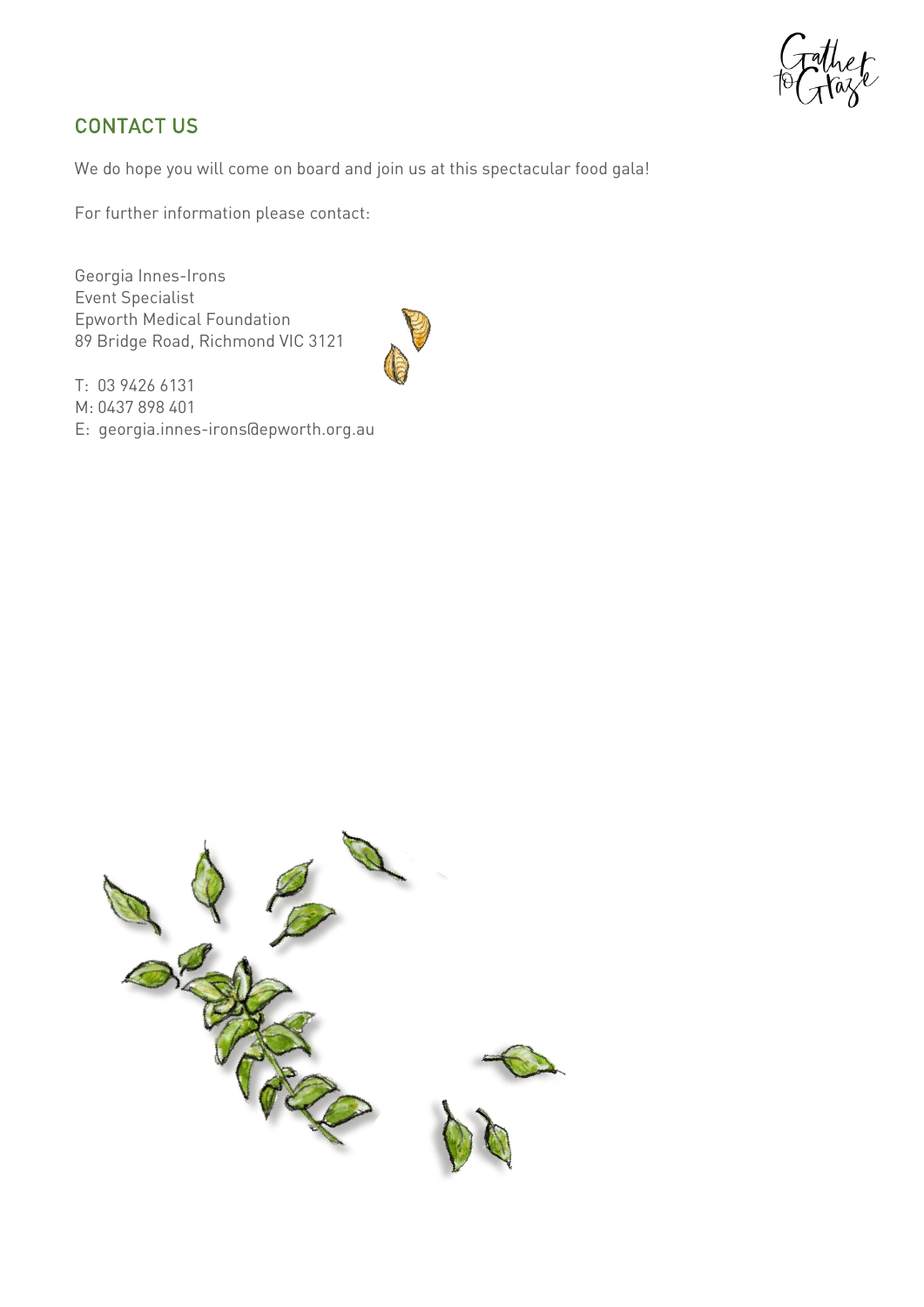## CONTACT US

We do hope you will come on board and join us at this spectacular food gala!

For further information please contact:

Georgia Innes-Irons
Event Specialist
Epworth Medical Foundation
89 Bridge Road, Richmond VIC 3121

T: 03 9426 6131
M: 0437 898 401
E: georgia.innes-irons@epworth.org.au